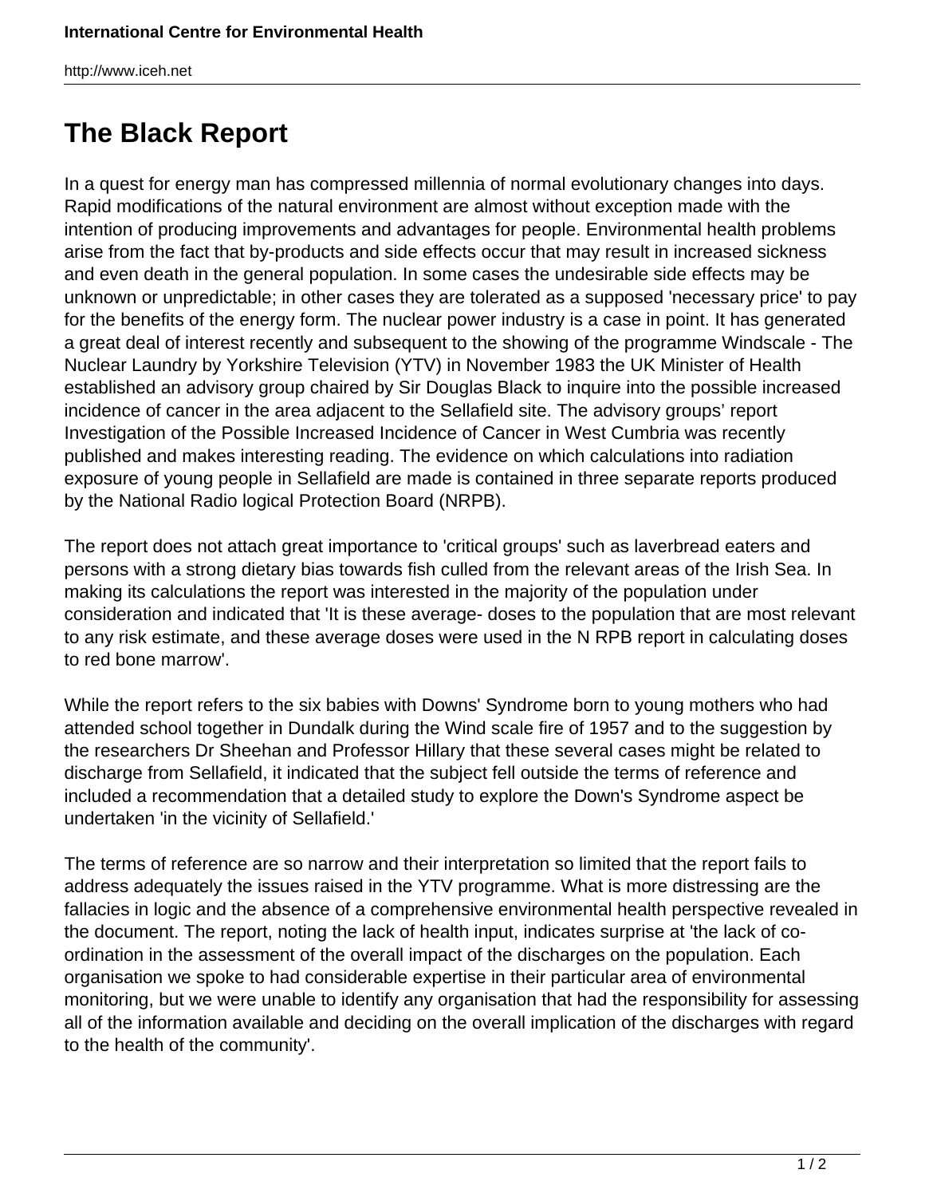# The Black Report

In a quest for energy man has compressed millennia of normal evolutionary changes into days. Rapid modifications of the natural environment are almost without exception made with the intention of producing improvements and advantages for people. Environmental health problems arise from the fact that by-products and side effects occur that may result in increased sickness and even death in the general population. In some cases the undesirable side effects may be unknown or unpredictable; in other cases they are tolerated as a supposed 'necessary price' to pay for the benefits of the energy form. The nuclear power industry is a case in point. It has generated a great deal of interest recently and subsequent to the showing of the programme Windscale - The Nuclear Laundry by Yorkshire Television (YTV) in November 1983 the UK Minister of Health established an advisory group chaired by Sir Douglas Black to inquire into the possible increased incidence of cancer in the area adjacent to the Sellafield site. The advisory groups' report Investigation of the Possible Increased Incidence of Cancer in West Cumbria was recently published and makes interesting reading. The evidence on which calculations into radiation exposure of young people in Sellafield are made is contained in three separate reports produced by the National Radio logical Protection Board (NRPB).

The report does not attach great importance to 'critical groups' such as laverbread eaters and persons with a strong dietary bias towards fish culled from the relevant areas of the Irish Sea. In making its calculations the report was interested in the majority of the population under consideration and indicated that 'It is these average- doses to the population that are most relevant to any risk estimate, and these average doses were used in the N RPB report in calculating doses to red bone marrow'.

While the report refers to the six babies with Downs' Syndrome born to young mothers who had attended school together in Dundalk during the Wind scale fire of 1957 and to the suggestion by the researchers Dr Sheehan and Professor Hillary that these several cases might be related to discharge from Sellafield, it indicated that the subject fell outside the terms of reference and included a recommendation that a detailed study to explore the Down's Syndrome aspect be undertaken 'in the vicinity of Sellafield.'

The terms of reference are so narrow and their interpretation so limited that the report fails to address adequately the issues raised in the YTV programme. What is more distressing are the fallacies in logic and the absence of a comprehensive environmental health perspective revealed in the document. The report, noting the lack of health input, indicates surprise at 'the lack of co-ordination in the assessment of the overall impact of the discharges on the population. Each organisation we spoke to had considerable expertise in their particular area of environmental monitoring, but we were unable to identify any organisation that had the responsibility for assessing all of the information available and deciding on the overall implication of the discharges with regard to the health of the community'.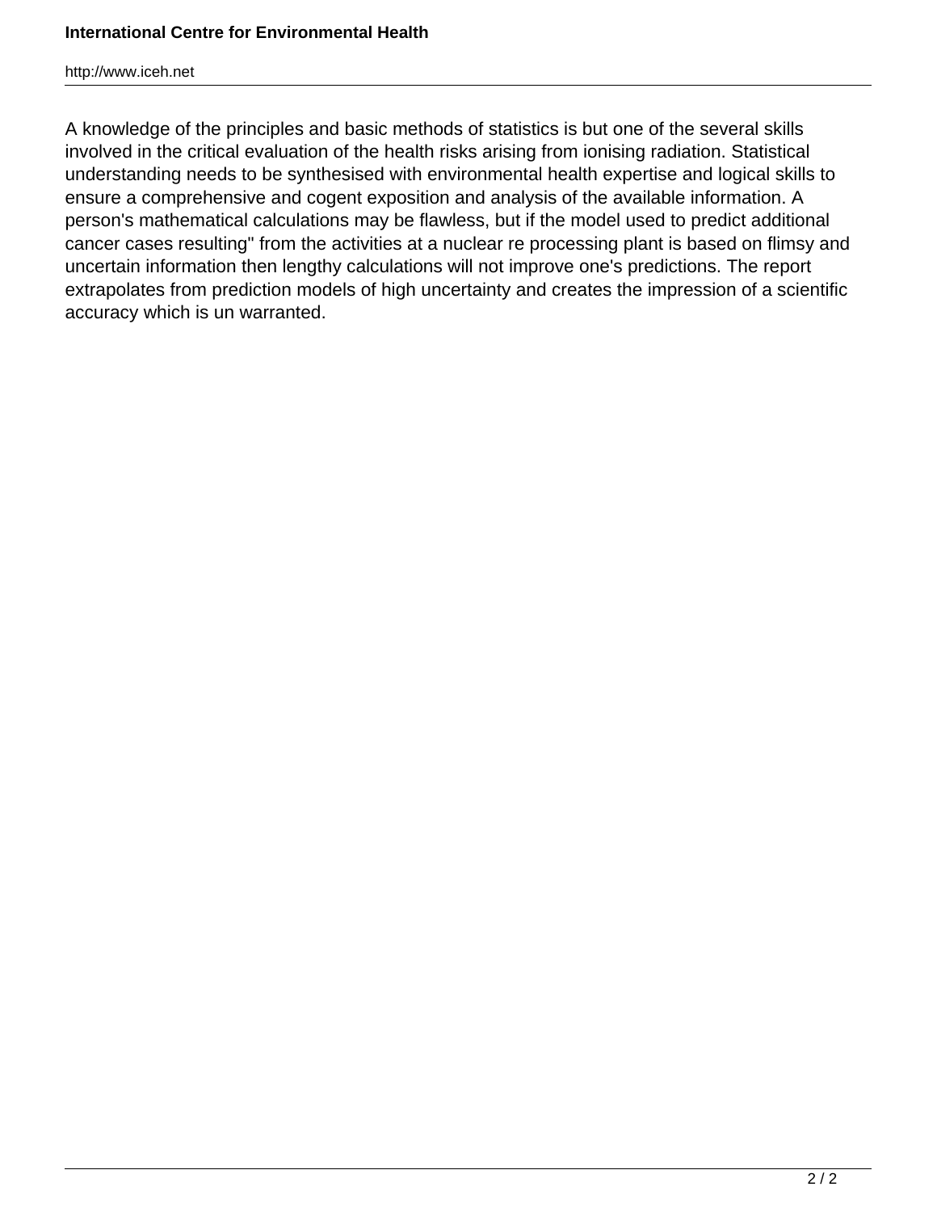A knowledge of the principles and basic methods of statistics is but one of the several skills involved in the critical evaluation of the health risks arising from ionising radiation. Statistical understanding needs to be synthesised with environmental health expertise and logical skills to ensure a comprehensive and cogent exposition and analysis of the available information. A person's mathematical calculations may be flawless, but if the model used to predict additional cancer cases resulting" from the activities at a nuclear re processing plant is based on flimsy and uncertain information then lengthy calculations will not improve one's predictions. The report extrapolates from prediction models of high uncertainty and creates the impression of a scientific accuracy which is un warranted.